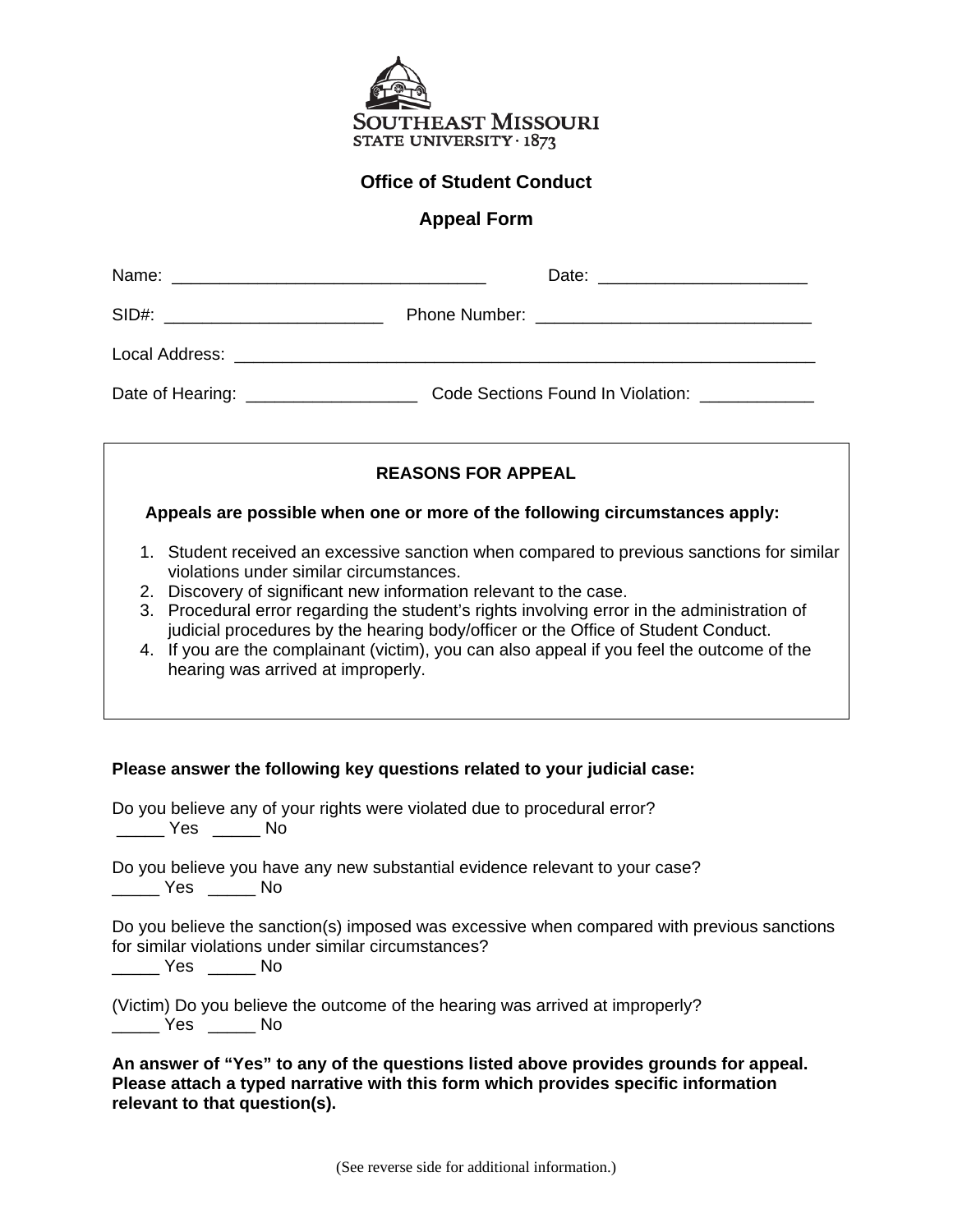SOUTHEAST MISSOURI
STATE UNIVERSITY · 1873

## Office of Student Conduct

## Appeal Form

Name: _________________________________ Date: ______________________

SID#: _______________________ Phone Number: _____________________________

Local Address: _______________________________________________________________

Date of Hearing: __________________ Code Sections Found In Violation: ____________

### REASONS FOR APPEAL

**Appeals are possible when one or more of the following circumstances apply:**

1. Student received an excessive sanction when compared to previous sanctions for similar violations under similar circumstances.
2. Discovery of significant new information relevant to the case.
3. Procedural error regarding the student's rights involving error in the administration of judicial procedures by the hearing body/officer or the Office of Student Conduct.
4. If you are the complainant (victim), you can also appeal if you feel the outcome of the hearing was arrived at improperly.

**Please answer the following key questions related to your judicial case:**

Do you believe any of your rights were violated due to procedural error?
_____ Yes _____ No

Do you believe you have any new substantial evidence relevant to your case?
_____ Yes _____ No

Do you believe the sanction(s) imposed was excessive when compared with previous sanctions for similar violations under similar circumstances?
_____ Yes _____ No

(Victim) Do you believe the outcome of the hearing was arrived at improperly?
_____ Yes _____ No

**An answer of "Yes" to any of the questions listed above provides grounds for appeal. Please attach a typed narrative with this form which provides specific information relevant to that question(s).**

(See reverse side for additional information.)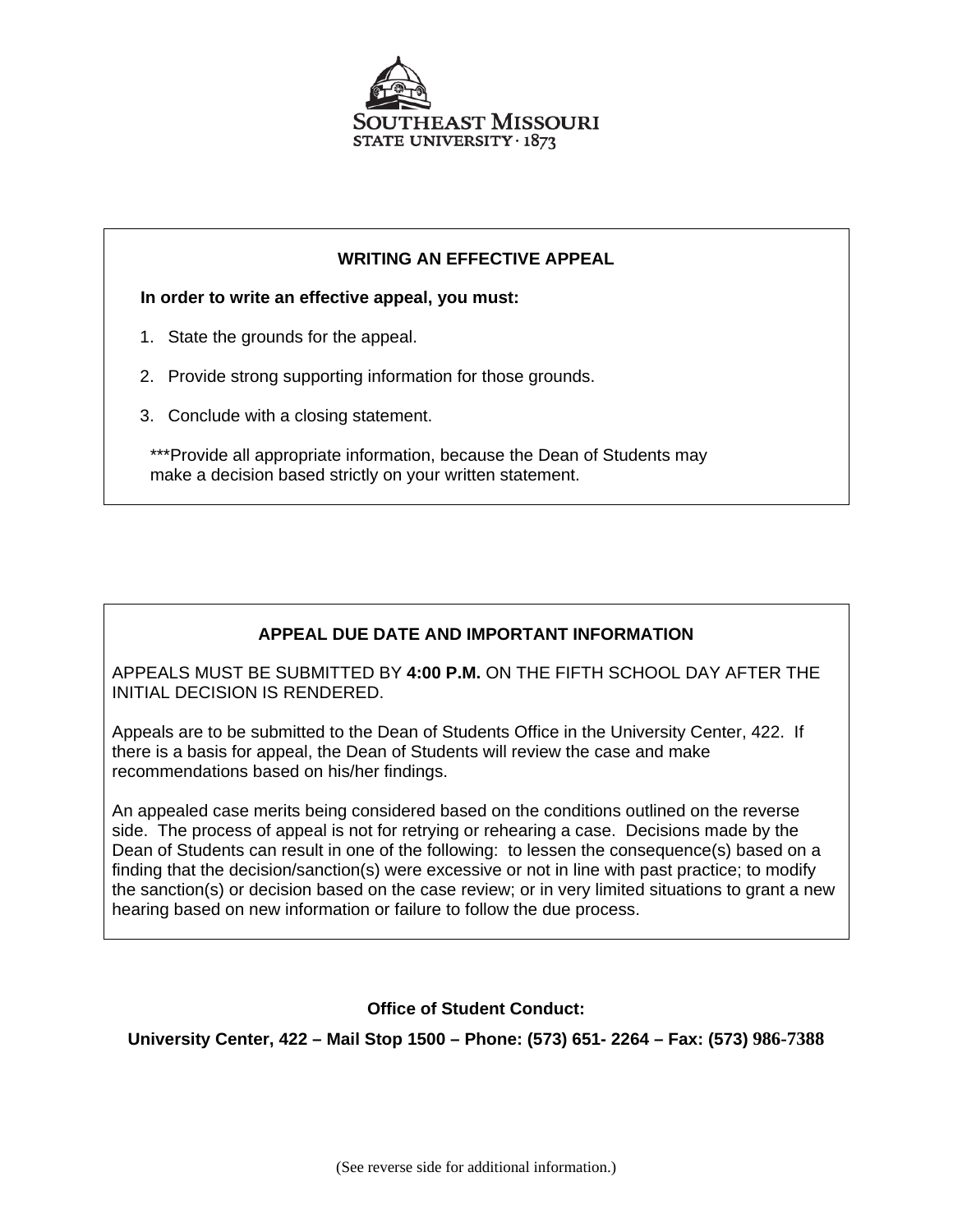SOUTHEAST MISSOURI
STATE UNIVERSITY · 1873

## WRITING AN EFFECTIVE APPEAL

**In order to write an effective appeal, you must:**

1. State the grounds for the appeal.
2. Provide strong supporting information for those grounds.
3. Conclude with a closing statement.

***Provide all appropriate information, because the Dean of Students may make a decision based strictly on your written statement.

## APPEAL DUE DATE AND IMPORTANT INFORMATION

APPEALS MUST BE SUBMITTED BY **4:00 P.M.** ON THE FIFTH SCHOOL DAY AFTER THE INITIAL DECISION IS RENDERED.

Appeals are to be submitted to the Dean of Students Office in the University Center, 422. If there is a basis for appeal, the Dean of Students will review the case and make recommendations based on his/her findings.

An appealed case merits being considered based on the conditions outlined on the reverse side. The process of appeal is not for retrying or rehearing a case. Decisions made by the Dean of Students can result in one of the following: to lessen the consequence(s) based on a finding that the decision/sanction(s) were excessive or not in line with past practice; to modify the sanction(s) or decision based on the case review; or in very limited situations to grant a new hearing based on new information or failure to follow the due process.

**Office of Student Conduct:**

**University Center, 422 – Mail Stop 1500 – Phone: (573) 651- 2264 – Fax: (573) 986-7388**

(See reverse side for additional information.)